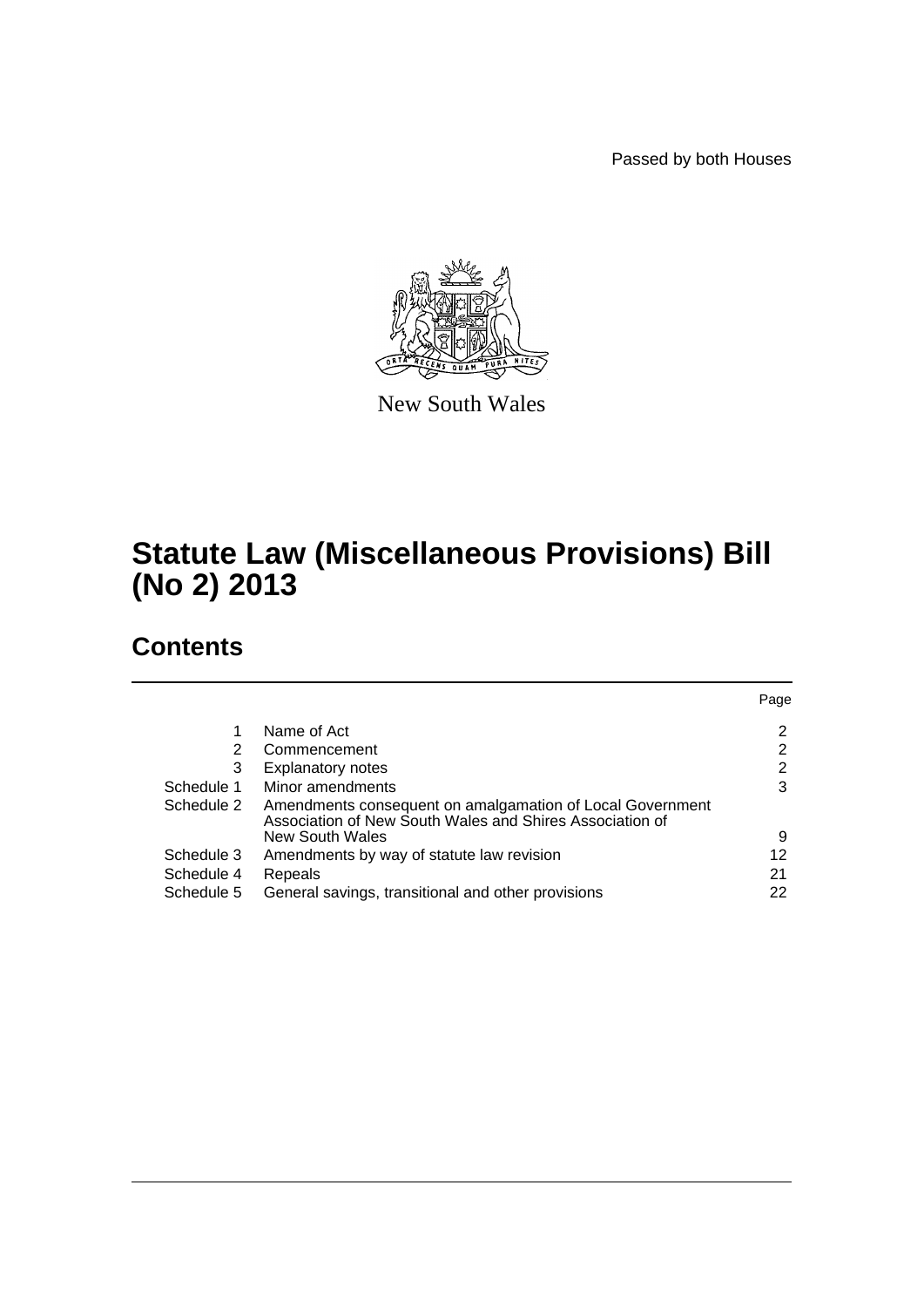Passed by both Houses

New South Wales

# Statute Law (Miscellaneous Provisions) Bill (No 2) 2013

## Contents

| | | Page |
|---|---|---|
| 1 | Name of Act | 2 |
| 2 | Commencement | 2 |
| 3 | Explanatory notes | 2 |
| Schedule 1 | Minor amendments | 3 |
| Schedule 2 | Amendments consequent on amalgamation of Local Government Association of New South Wales and Shires Association of New South Wales | 9 |
| Schedule 3 | Amendments by way of statute law revision | 12 |
| Schedule 4 | Repeals | 21 |
| Schedule 5 | General savings, transitional and other provisions | 22 |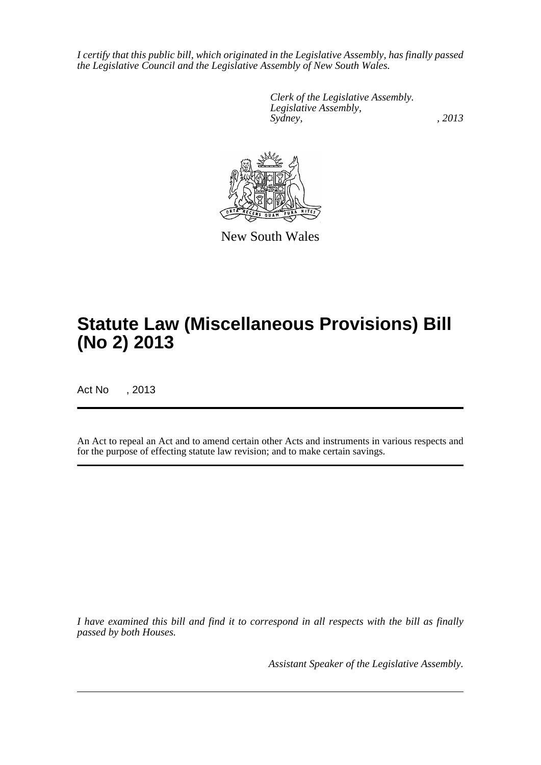*I certify that this public bill, which originated in the Legislative Assembly, has finally passed the Legislative Council and the Legislative Assembly of New South Wales.*

*Clerk of the Legislative Assembly.*
*Legislative Assembly,*
*Sydney, , 2013*

New South Wales

# Statute Law (Miscellaneous Provisions) Bill (No 2) 2013

Act No , 2013

An Act to repeal an Act and to amend certain other Acts and instruments in various respects and for the purpose of effecting statute law revision; and to make certain savings.

*I have examined this bill and find it to correspond in all respects with the bill as finally passed by both Houses.*

*Assistant Speaker of the Legislative Assembly.*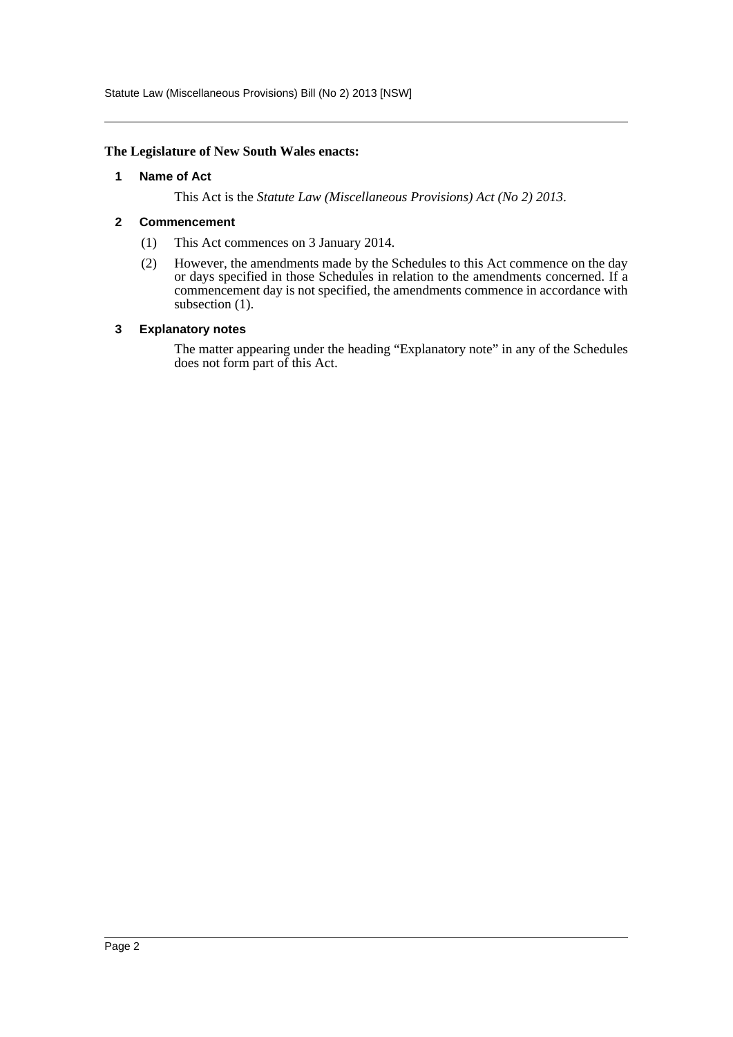**The Legislature of New South Wales enacts:**

### 1 Name of Act

This Act is the *Statute Law (Miscellaneous Provisions) Act (No 2) 2013*.

### 2 Commencement

(1) This Act commences on 3 January 2014.

(2) However, the amendments made by the Schedules to this Act commence on the day or days specified in those Schedules in relation to the amendments concerned. If a commencement day is not specified, the amendments commence in accordance with subsection (1).

### 3 Explanatory notes

The matter appearing under the heading "Explanatory note" in any of the Schedules does not form part of this Act.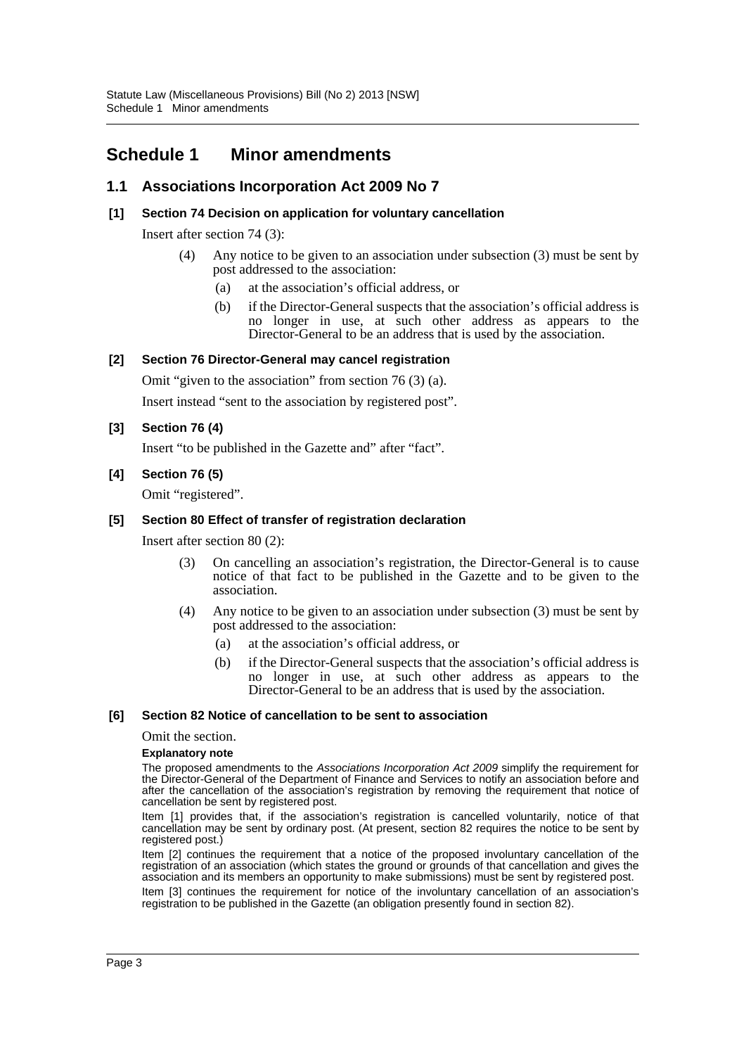# Schedule 1 Minor amendments

## 1.1 Associations Incorporation Act 2009 No 7

### [1] Section 74 Decision on application for voluntary cancellation

Insert after section 74 (3):

> (4) Any notice to be given to an association under subsection (3) must be sent by post addressed to the association:
>
> (a) at the association's official address, or
>
> (b) if the Director-General suspects that the association's official address is no longer in use, at such other address as appears to the Director-General to be an address that is used by the association.

### [2] Section 76 Director-General may cancel registration

Omit "given to the association" from section 76 (3) (a).

Insert instead "sent to the association by registered post".

### [3] Section 76 (4)

Insert "to be published in the Gazette and" after "fact".

### [4] Section 76 (5)

Omit "registered".

### [5] Section 80 Effect of transfer of registration declaration

Insert after section 80 (2):

> (3) On cancelling an association's registration, the Director-General is to cause notice of that fact to be published in the Gazette and to be given to the association.
>
> (4) Any notice to be given to an association under subsection (3) must be sent by post addressed to the association:
>
> (a) at the association's official address, or
>
> (b) if the Director-General suspects that the association's official address is no longer in use, at such other address as appears to the Director-General to be an address that is used by the association.

### [6] Section 82 Notice of cancellation to be sent to association

Omit the section.

#### Explanatory note

The proposed amendments to the *Associations Incorporation Act 2009* simplify the requirement for the Director-General of the Department of Finance and Services to notify an association before and after the cancellation of the association's registration by removing the requirement that notice of cancellation be sent by registered post.

Item [1] provides that, if the association's registration is cancelled voluntarily, notice of that cancellation may be sent by ordinary post. (At present, section 82 requires the notice to be sent by registered post.)

Item [2] continues the requirement that a notice of the proposed involuntary cancellation of the registration of an association (which states the ground or grounds of that cancellation and gives the association and its members an opportunity to make submissions) must be sent by registered post.

Item [3] continues the requirement for notice of the involuntary cancellation of an association's registration to be published in the Gazette (an obligation presently found in section 82).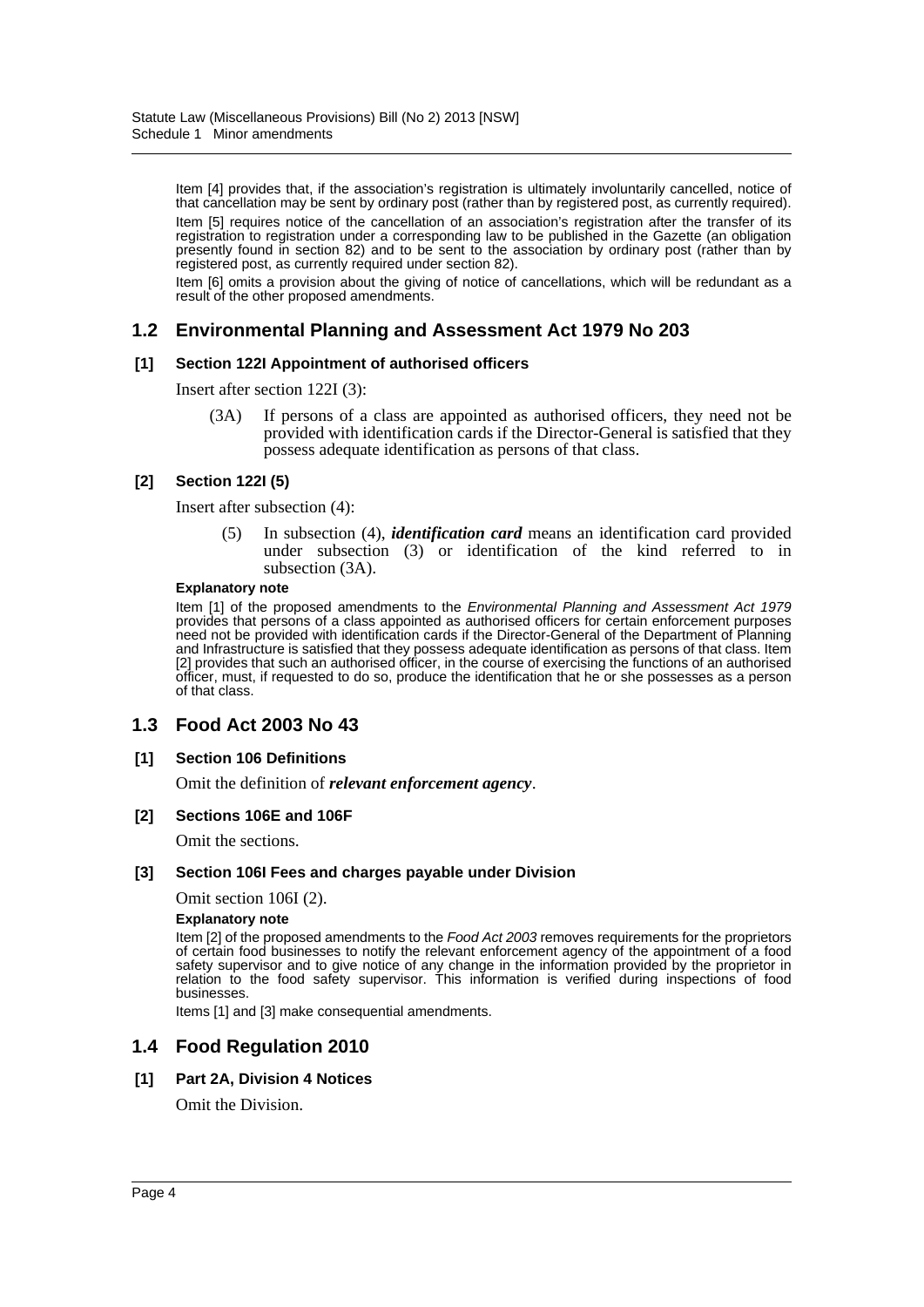Item [4] provides that, if the association's registration is ultimately involuntarily cancelled, notice of that cancellation may be sent by ordinary post (rather than by registered post, as currently required).

Item [5] requires notice of the cancellation of an association's registration after the transfer of its registration to registration under a corresponding law to be published in the Gazette (an obligation presently found in section 82) and to be sent to the association by ordinary post (rather than by registered post, as currently required under section 82).

Item [6] omits a provision about the giving of notice of cancellations, which will be redundant as a result of the other proposed amendments.

## 1.2 Environmental Planning and Assessment Act 1979 No 203

### [1] Section 122I Appointment of authorised officers

Insert after section 122I (3):

> (3A) If persons of a class are appointed as authorised officers, they need not be provided with identification cards if the Director-General is satisfied that they possess adequate identification as persons of that class.

### [2] Section 122I (5)

Insert after subsection (4):

> (5) In subsection (4), ***identification card*** means an identification card provided under subsection (3) or identification of the kind referred to in subsection (3A).

**Explanatory note**

Item [1] of the proposed amendments to the *Environmental Planning and Assessment Act 1979* provides that persons of a class appointed as authorised officers for certain enforcement purposes need not be provided with identification cards if the Director-General of the Department of Planning and Infrastructure is satisfied that they possess adequate identification as persons of that class. Item [2] provides that such an authorised officer, in the course of exercising the functions of an authorised officer, must, if requested to do so, produce the identification that he or she possesses as a person of that class.

## 1.3 Food Act 2003 No 43

### [1] Section 106 Definitions

Omit the definition of ***relevant enforcement agency***.

### [2] Sections 106E and 106F

Omit the sections.

### [3] Section 106I Fees and charges payable under Division

Omit section 106I (2).

**Explanatory note**

Item [2] of the proposed amendments to the *Food Act 2003* removes requirements for the proprietors of certain food businesses to notify the relevant enforcement agency of the appointment of a food safety supervisor and to give notice of any change in the information provided by the proprietor in relation to the food safety supervisor. This information is verified during inspections of food businesses.

Items [1] and [3] make consequential amendments.

## 1.4 Food Regulation 2010

### [1] Part 2A, Division 4 Notices

Omit the Division.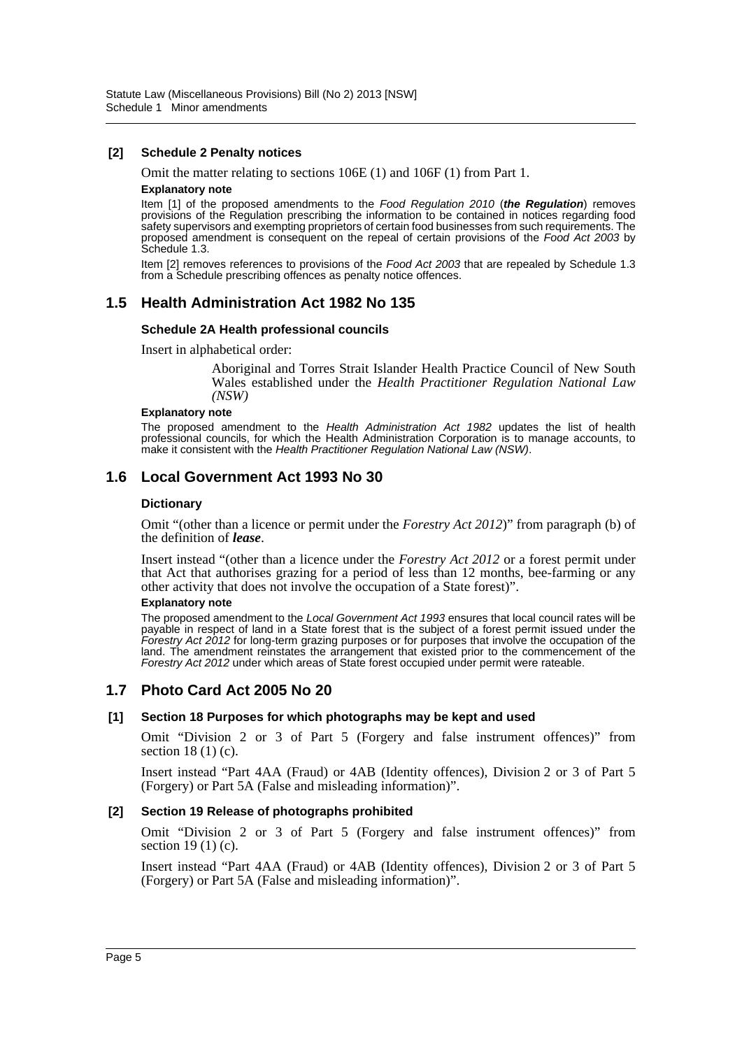**[2] Schedule 2 Penalty notices**

Omit the matter relating to sections 106E (1) and 106F (1) from Part 1.

**Explanatory note**

Item [1] of the proposed amendments to the *Food Regulation 2010* (***the Regulation***) removes provisions of the Regulation prescribing the information to be contained in notices regarding food safety supervisors and exempting proprietors of certain food businesses from such requirements. The proposed amendment is consequent on the repeal of certain provisions of the *Food Act 2003* by Schedule 1.3.

Item [2] removes references to provisions of the *Food Act 2003* that are repealed by Schedule 1.3 from a Schedule prescribing offences as penalty notice offences.

## 1.5 Health Administration Act 1982 No 135

**Schedule 2A Health professional councils**

Insert in alphabetical order:

> Aboriginal and Torres Strait Islander Health Practice Council of New South Wales established under the *Health Practitioner Regulation National Law (NSW)*

**Explanatory note**

The proposed amendment to the *Health Administration Act 1982* updates the list of health professional councils, for which the Health Administration Corporation is to manage accounts, to make it consistent with the *Health Practitioner Regulation National Law (NSW)*.

## 1.6 Local Government Act 1993 No 30

**Dictionary**

Omit "(other than a licence or permit under the *Forestry Act 2012*)" from paragraph (b) of the definition of ***lease***.

Insert instead "(other than a licence under the *Forestry Act 2012* or a forest permit under that Act that authorises grazing for a period of less than 12 months, bee-farming or any other activity that does not involve the occupation of a State forest)".

**Explanatory note**

The proposed amendment to the *Local Government Act 1993* ensures that local council rates will be payable in respect of land in a State forest that is the subject of a forest permit issued under the *Forestry Act 2012* for long-term grazing purposes or for purposes that involve the occupation of the land. The amendment reinstates the arrangement that existed prior to the commencement of the *Forestry Act 2012* under which areas of State forest occupied under permit were rateable.

## 1.7 Photo Card Act 2005 No 20

**[1] Section 18 Purposes for which photographs may be kept and used**

Omit "Division 2 or 3 of Part 5 (Forgery and false instrument offences)" from section 18 (1) (c).

Insert instead "Part 4AA (Fraud) or 4AB (Identity offences), Division 2 or 3 of Part 5 (Forgery) or Part 5A (False and misleading information)".

**[2] Section 19 Release of photographs prohibited**

Omit "Division 2 or 3 of Part 5 (Forgery and false instrument offences)" from section 19 (1) (c).

Insert instead "Part 4AA (Fraud) or 4AB (Identity offences), Division 2 or 3 of Part 5 (Forgery) or Part 5A (False and misleading information)".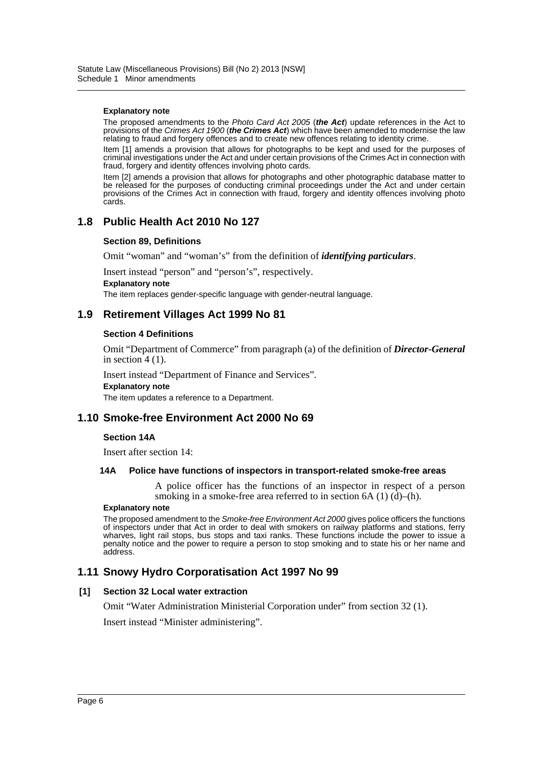**Explanatory note**

The proposed amendments to the *Photo Card Act 2005* (***the Act***) update references in the Act to provisions of the *Crimes Act 1900* (***the Crimes Act***) which have been amended to modernise the law relating to fraud and forgery offences and to create new offences relating to identity crime.

Item [1] amends a provision that allows for photographs to be kept and used for the purposes of criminal investigations under the Act and under certain provisions of the Crimes Act in connection with fraud, forgery and identity offences involving photo cards.

Item [2] amends a provision that allows for photographs and other photographic database matter to be released for the purposes of conducting criminal proceedings under the Act and under certain provisions of the Crimes Act in connection with fraud, forgery and identity offences involving photo cards.

## 1.8 Public Health Act 2010 No 127

**Section 89, Definitions**

Omit "woman" and "woman's" from the definition of ***identifying particulars***.

Insert instead "person" and "person's", respectively.

**Explanatory note**

The item replaces gender-specific language with gender-neutral language.

## 1.9 Retirement Villages Act 1999 No 81

**Section 4 Definitions**

Omit "Department of Commerce" from paragraph (a) of the definition of ***Director-General*** in section 4 (1).

Insert instead "Department of Finance and Services".

**Explanatory note**

The item updates a reference to a Department.

## 1.10 Smoke-free Environment Act 2000 No 69

**Section 14A**

Insert after section 14:

**14A Police have functions of inspectors in transport-related smoke-free areas**

A police officer has the functions of an inspector in respect of a person smoking in a smoke-free area referred to in section 6A (1) (d)–(h).

**Explanatory note**

The proposed amendment to the *Smoke-free Environment Act 2000* gives police officers the functions of inspectors under that Act in order to deal with smokers on railway platforms and stations, ferry wharves, light rail stops, bus stops and taxi ranks. These functions include the power to issue a penalty notice and the power to require a person to stop smoking and to state his or her name and address.

## 1.11 Snowy Hydro Corporatisation Act 1997 No 99

**[1] Section 32 Local water extraction**

Omit "Water Administration Ministerial Corporation under" from section 32 (1).

Insert instead "Minister administering".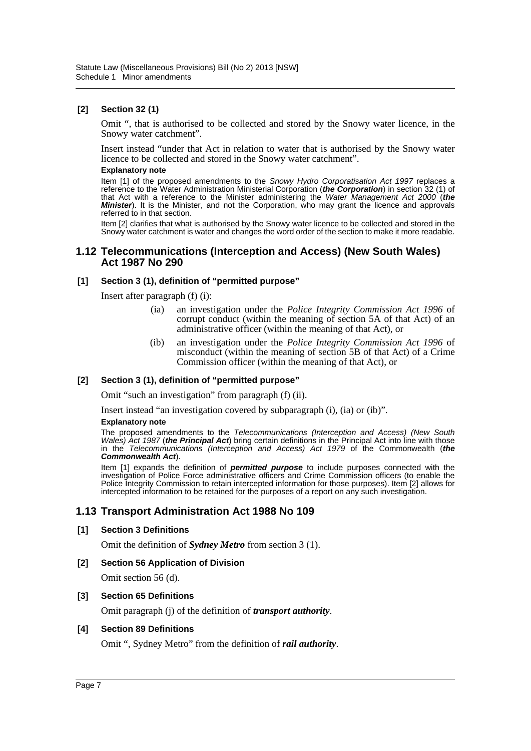**[2] Section 32 (1)**

Omit ", that is authorised to be collected and stored by the Snowy water licence, in the Snowy water catchment".

Insert instead "under that Act in relation to water that is authorised by the Snowy water licence to be collected and stored in the Snowy water catchment".

**Explanatory note**

Item [1] of the proposed amendments to the *Snowy Hydro Corporatisation Act 1997* replaces a reference to the Water Administration Ministerial Corporation (***the Corporation***) in section 32 (1) of that Act with a reference to the Minister administering the *Water Management Act 2000* (***the Minister***). It is the Minister, and not the Corporation, who may grant the licence and approvals referred to in that section.

Item [2] clarifies that what is authorised by the Snowy water licence to be collected and stored in the Snowy water catchment is water and changes the word order of the section to make it more readable.

## 1.12 Telecommunications (Interception and Access) (New South Wales) Act 1987 No 290

**[1] Section 3 (1), definition of "permitted purpose"**

Insert after paragraph (f) (i):

> (ia) an investigation under the *Police Integrity Commission Act 1996* of corrupt conduct (within the meaning of section 5A of that Act) of an administrative officer (within the meaning of that Act), or
>
> (ib) an investigation under the *Police Integrity Commission Act 1996* of misconduct (within the meaning of section 5B of that Act) of a Crime Commission officer (within the meaning of that Act), or

**[2] Section 3 (1), definition of "permitted purpose"**

Omit "such an investigation" from paragraph (f) (ii).

Insert instead "an investigation covered by subparagraph (i), (ia) or (ib)".

**Explanatory note**

The proposed amendments to the *Telecommunications (Interception and Access) (New South Wales) Act 1987* (***the Principal Act***) bring certain definitions in the Principal Act into line with those in the *Telecommunications (Interception and Access) Act 1979* of the Commonwealth (***the Commonwealth Act***).

Item [1] expands the definition of ***permitted purpose*** to include purposes connected with the investigation of Police Force administrative officers and Crime Commission officers (to enable the Police Integrity Commission to retain intercepted information for those purposes). Item [2] allows for intercepted information to be retained for the purposes of a report on any such investigation.

## 1.13 Transport Administration Act 1988 No 109

**[1] Section 3 Definitions**

Omit the definition of ***Sydney Metro*** from section 3 (1).

**[2] Section 56 Application of Division**

Omit section 56 (d).

**[3] Section 65 Definitions**

Omit paragraph (j) of the definition of ***transport authority***.

**[4] Section 89 Definitions**

Omit ", Sydney Metro" from the definition of ***rail authority***.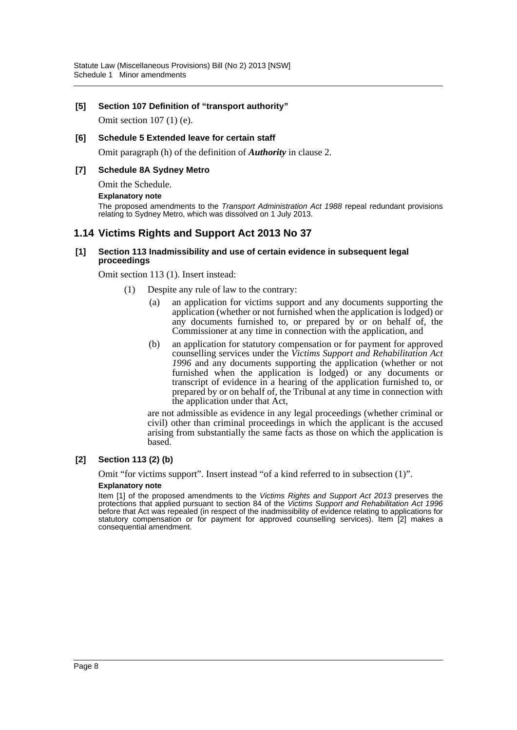**[5] Section 107 Definition of "transport authority"**

Omit section 107 (1) (e).

**[6] Schedule 5 Extended leave for certain staff**

Omit paragraph (h) of the definition of ***Authority*** in clause 2.

**[7] Schedule 8A Sydney Metro**

Omit the Schedule.

**Explanatory note**

The proposed amendments to the *Transport Administration Act 1988* repeal redundant provisions relating to Sydney Metro, which was dissolved on 1 July 2013.

## 1.14 Victims Rights and Support Act 2013 No 37

**[1] Section 113 Inadmissibility and use of certain evidence in subsequent legal proceedings**

Omit section 113 (1). Insert instead:

(1) Despite any rule of law to the contrary:

(a) an application for victims support and any documents supporting the application (whether or not furnished when the application is lodged) or any documents furnished to, or prepared by or on behalf of, the Commissioner at any time in connection with the application, and

(b) an application for statutory compensation or for payment for approved counselling services under the *Victims Support and Rehabilitation Act 1996* and any documents supporting the application (whether or not furnished when the application is lodged) or any documents or transcript of evidence in a hearing of the application furnished to, or prepared by or on behalf of, the Tribunal at any time in connection with the application under that Act,

are not admissible as evidence in any legal proceedings (whether criminal or civil) other than criminal proceedings in which the applicant is the accused arising from substantially the same facts as those on which the application is based.

**[2] Section 113 (2) (b)**

Omit "for victims support". Insert instead "of a kind referred to in subsection (1)".

**Explanatory note**

Item [1] of the proposed amendments to the *Victims Rights and Support Act 2013* preserves the protections that applied pursuant to section 84 of the *Victims Support and Rehabilitation Act 1996* before that Act was repealed (in respect of the inadmissibility of evidence relating to applications for statutory compensation or for payment for approved counselling services). Item [2] makes a consequential amendment.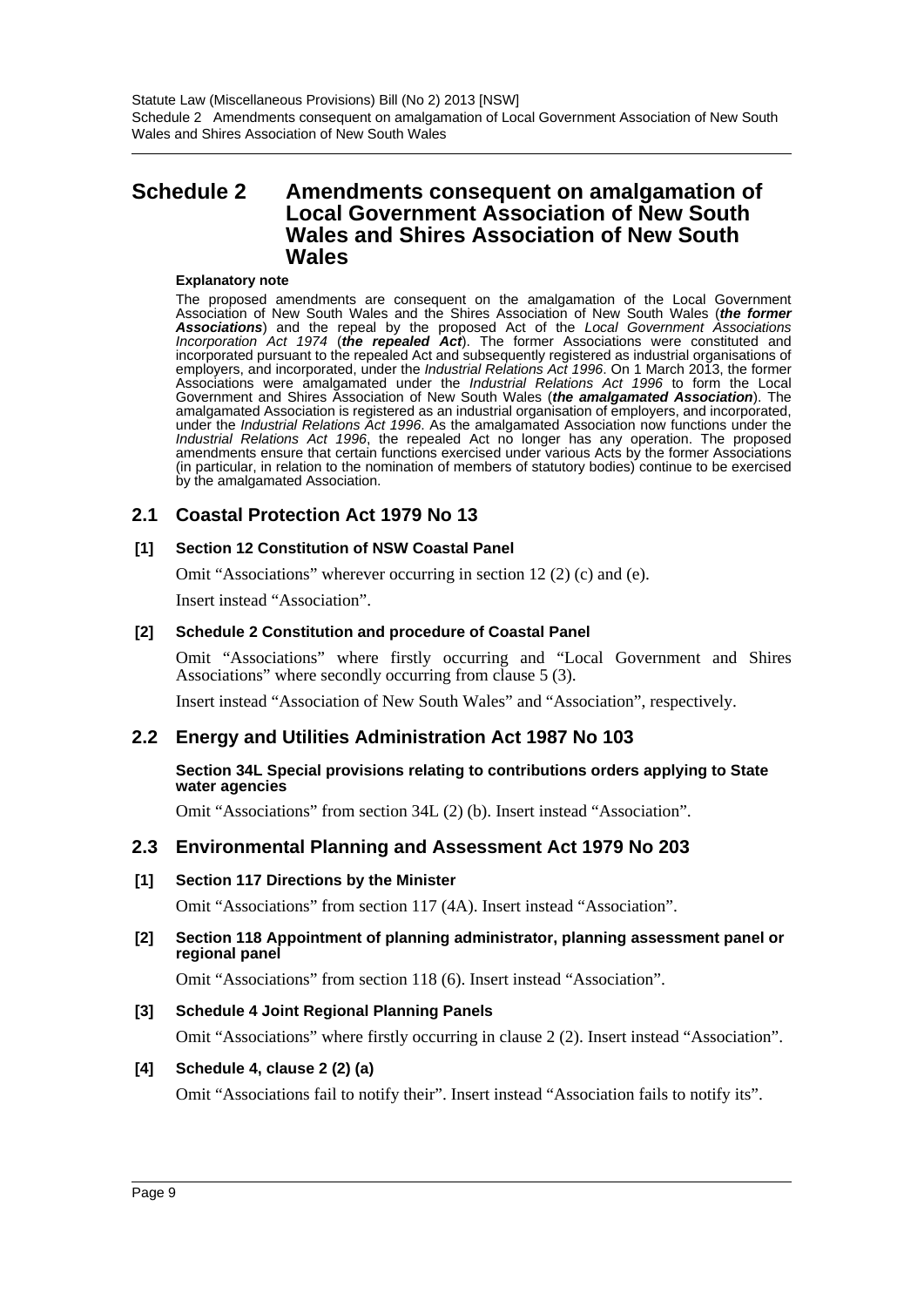# Schedule 2 Amendments consequent on amalgamation of Local Government Association of New South Wales and Shires Association of New South Wales

**Explanatory note**

The proposed amendments are consequent on the amalgamation of the Local Government Association of New South Wales and the Shires Association of New South Wales (***the former Associations***) and the repeal by the proposed Act of the *Local Government Associations Incorporation Act 1974* (***the repealed Act***). The former Associations were constituted and incorporated pursuant to the repealed Act and subsequently registered as industrial organisations of employers, and incorporated, under the *Industrial Relations Act 1996*. On 1 March 2013, the former Associations were amalgamated under the *Industrial Relations Act 1996* to form the Local Government and Shires Association of New South Wales (***the amalgamated Association***). The amalgamated Association is registered as an industrial organisation of employers, and incorporated, under the *Industrial Relations Act 1996*. As the amalgamated Association now functions under the *Industrial Relations Act 1996*, the repealed Act no longer has any operation. The proposed amendments ensure that certain functions exercised under various Acts by the former Associations (in particular, in relation to the nomination of members of statutory bodies) continue to be exercised by the amalgamated Association.

## 2.1 Coastal Protection Act 1979 No 13

### [1] Section 12 Constitution of NSW Coastal Panel

Omit "Associations" wherever occurring in section 12 (2) (c) and (e).

Insert instead "Association".

### [2] Schedule 2 Constitution and procedure of Coastal Panel

Omit "Associations" where firstly occurring and "Local Government and Shires Associations" where secondly occurring from clause 5 (3).

Insert instead "Association of New South Wales" and "Association", respectively.

## 2.2 Energy and Utilities Administration Act 1987 No 103

### Section 34L Special provisions relating to contributions orders applying to State water agencies

Omit "Associations" from section 34L (2) (b). Insert instead "Association".

## 2.3 Environmental Planning and Assessment Act 1979 No 203

### [1] Section 117 Directions by the Minister

Omit "Associations" from section 117 (4A). Insert instead "Association".

### [2] Section 118 Appointment of planning administrator, planning assessment panel or regional panel

Omit "Associations" from section 118 (6). Insert instead "Association".

### [3] Schedule 4 Joint Regional Planning Panels

Omit "Associations" where firstly occurring in clause 2 (2). Insert instead "Association".

### [4] Schedule 4, clause 2 (2) (a)

Omit "Associations fail to notify their". Insert instead "Association fails to notify its".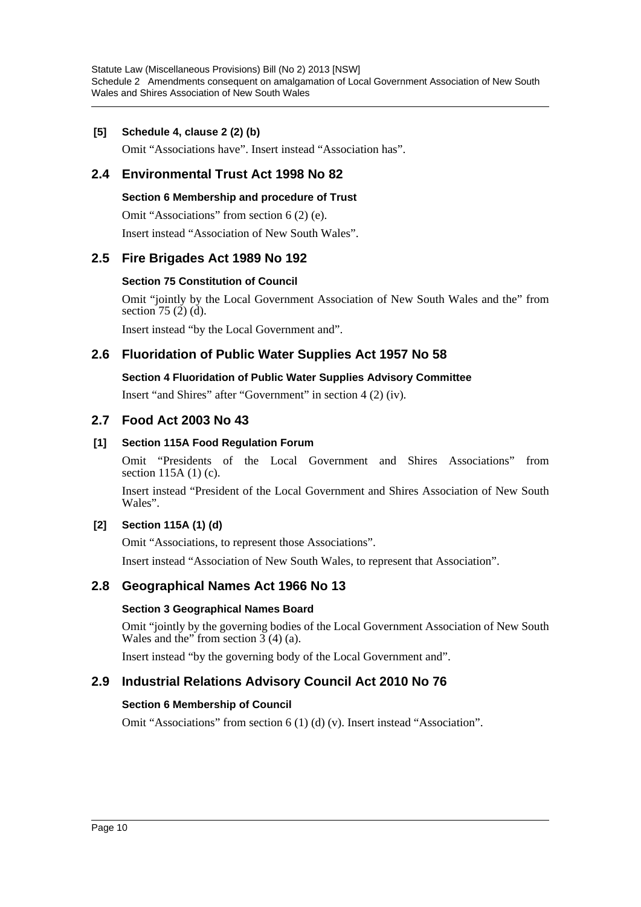**[5] Schedule 4, clause 2 (2) (b)**

Omit "Associations have". Insert instead "Association has".

## 2.4 Environmental Trust Act 1998 No 82

**Section 6 Membership and procedure of Trust**

Omit "Associations" from section 6 (2) (e).

Insert instead "Association of New South Wales".

## 2.5 Fire Brigades Act 1989 No 192

**Section 75 Constitution of Council**

Omit "jointly by the Local Government Association of New South Wales and the" from section 75 (2) (d).

Insert instead "by the Local Government and".

## 2.6 Fluoridation of Public Water Supplies Act 1957 No 58

**Section 4 Fluoridation of Public Water Supplies Advisory Committee**

Insert "and Shires" after "Government" in section 4 (2) (iv).

## 2.7 Food Act 2003 No 43

**[1] Section 115A Food Regulation Forum**

Omit "Presidents of the Local Government and Shires Associations" from section 115A (1) (c).

Insert instead "President of the Local Government and Shires Association of New South Wales".

**[2] Section 115A (1) (d)**

Omit "Associations, to represent those Associations".

Insert instead "Association of New South Wales, to represent that Association".

## 2.8 Geographical Names Act 1966 No 13

**Section 3 Geographical Names Board**

Omit "jointly by the governing bodies of the Local Government Association of New South Wales and the" from section 3 (4) (a).

Insert instead "by the governing body of the Local Government and".

## 2.9 Industrial Relations Advisory Council Act 2010 No 76

**Section 6 Membership of Council**

Omit "Associations" from section 6 (1) (d) (v). Insert instead "Association".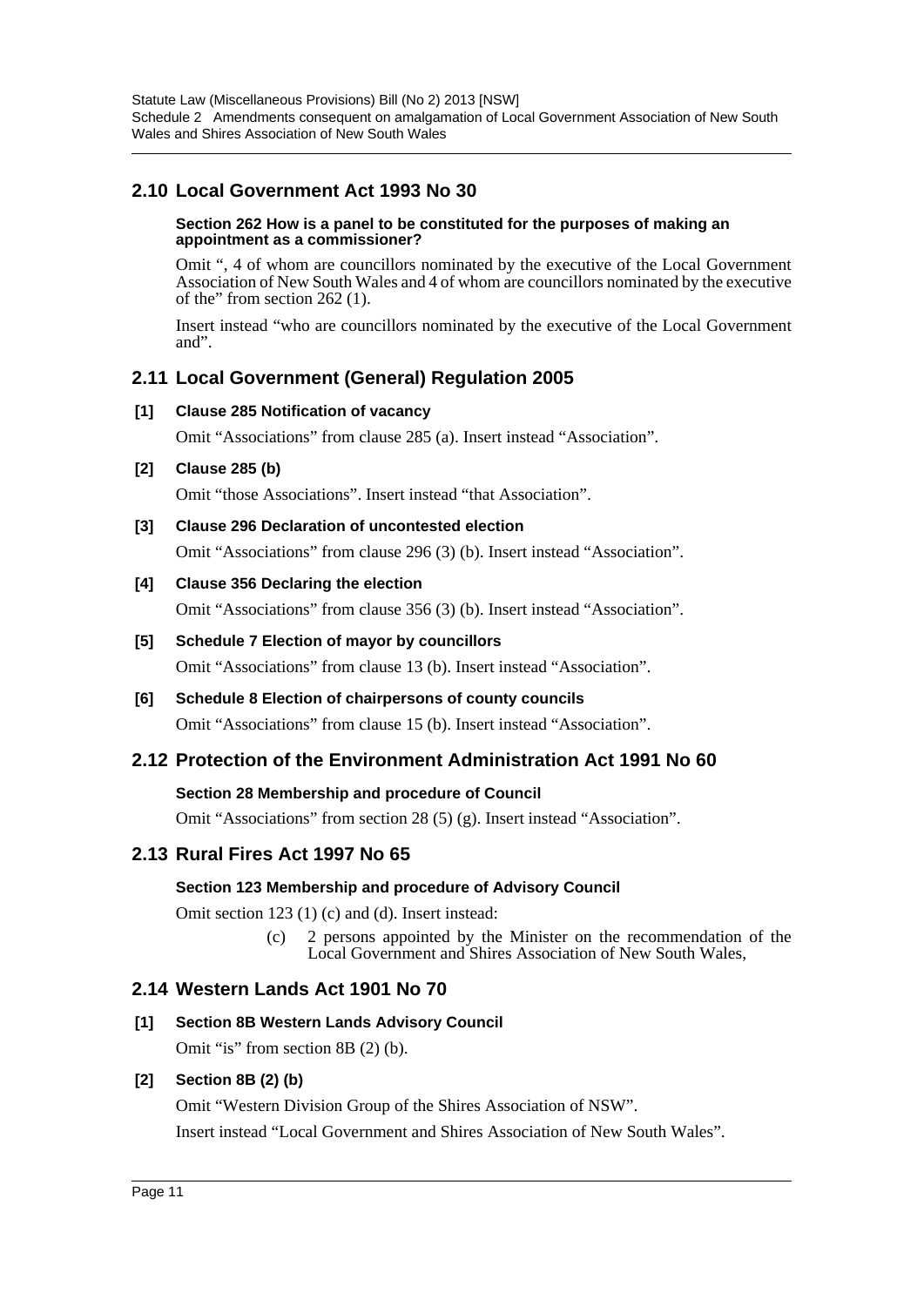## 2.10 Local Government Act 1993 No 30

**Section 262 How is a panel to be constituted for the purposes of making an appointment as a commissioner?**

Omit ", 4 of whom are councillors nominated by the executive of the Local Government Association of New South Wales and 4 of whom are councillors nominated by the executive of the" from section 262 (1).

Insert instead "who are councillors nominated by the executive of the Local Government and".

## 2.11 Local Government (General) Regulation 2005

**[1] Clause 285 Notification of vacancy**

Omit "Associations" from clause 285 (a). Insert instead "Association".

**[2] Clause 285 (b)**

Omit "those Associations". Insert instead "that Association".

**[3] Clause 296 Declaration of uncontested election**

Omit "Associations" from clause 296 (3) (b). Insert instead "Association".

**[4] Clause 356 Declaring the election**

Omit "Associations" from clause 356 (3) (b). Insert instead "Association".

**[5] Schedule 7 Election of mayor by councillors**

Omit "Associations" from clause 13 (b). Insert instead "Association".

**[6] Schedule 8 Election of chairpersons of county councils**

Omit "Associations" from clause 15 (b). Insert instead "Association".

## 2.12 Protection of the Environment Administration Act 1991 No 60

**Section 28 Membership and procedure of Council**

Omit "Associations" from section 28 (5) (g). Insert instead "Association".

## 2.13 Rural Fires Act 1997 No 65

**Section 123 Membership and procedure of Advisory Council**

Omit section 123 (1) (c) and (d). Insert instead:

> (c) 2 persons appointed by the Minister on the recommendation of the Local Government and Shires Association of New South Wales,

## 2.14 Western Lands Act 1901 No 70

**[1] Section 8B Western Lands Advisory Council**

Omit "is" from section 8B (2) (b).

**[2] Section 8B (2) (b)**

Omit "Western Division Group of the Shires Association of NSW".

Insert instead "Local Government and Shires Association of New South Wales".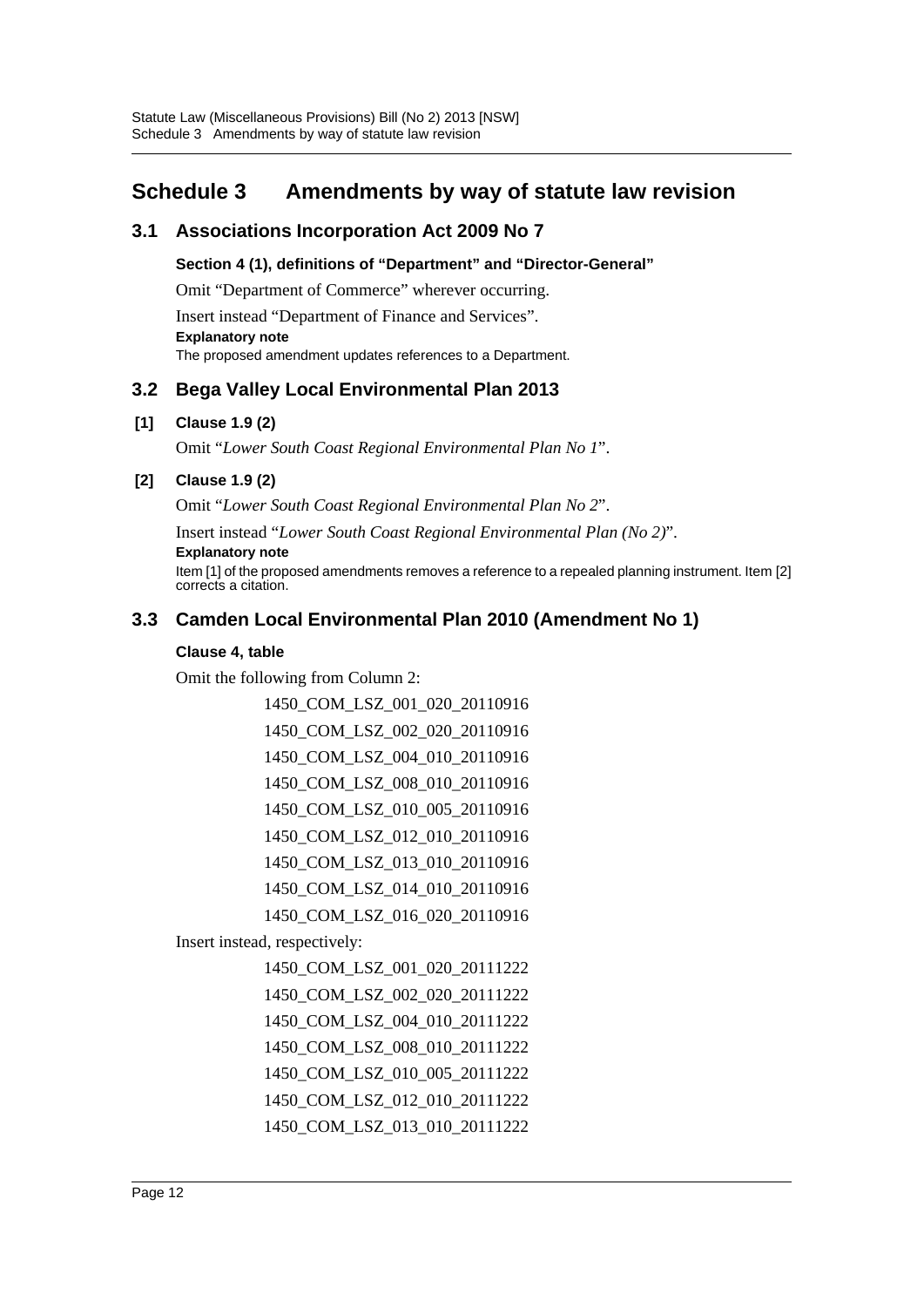# Schedule 3 Amendments by way of statute law revision

## 3.1 Associations Incorporation Act 2009 No 7

**Section 4 (1), definitions of "Department" and "Director-General"**

Omit "Department of Commerce" wherever occurring.

Insert instead "Department of Finance and Services".

**Explanatory note**

The proposed amendment updates references to a Department.

## 3.2 Bega Valley Local Environmental Plan 2013

**[1] Clause 1.9 (2)**

Omit "*Lower South Coast Regional Environmental Plan No 1*".

**[2] Clause 1.9 (2)**

Omit "*Lower South Coast Regional Environmental Plan No 2*".

Insert instead "*Lower South Coast Regional Environmental Plan (No 2)*".

**Explanatory note**

Item [1] of the proposed amendments removes a reference to a repealed planning instrument. Item [2] corrects a citation.

## 3.3 Camden Local Environmental Plan 2010 (Amendment No 1)

**Clause 4, table**

Omit the following from Column 2:

1450_COM_LSZ_001_020_20110916
1450_COM_LSZ_002_020_20110916
1450_COM_LSZ_004_010_20110916
1450_COM_LSZ_008_010_20110916
1450_COM_LSZ_010_005_20110916
1450_COM_LSZ_012_010_20110916
1450_COM_LSZ_013_010_20110916
1450_COM_LSZ_014_010_20110916
1450_COM_LSZ_016_020_20110916

Insert instead, respectively:

1450_COM_LSZ_001_020_20111222
1450_COM_LSZ_002_020_20111222
1450_COM_LSZ_004_010_20111222
1450_COM_LSZ_008_010_20111222
1450_COM_LSZ_010_005_20111222
1450_COM_LSZ_012_010_20111222
1450_COM_LSZ_013_010_20111222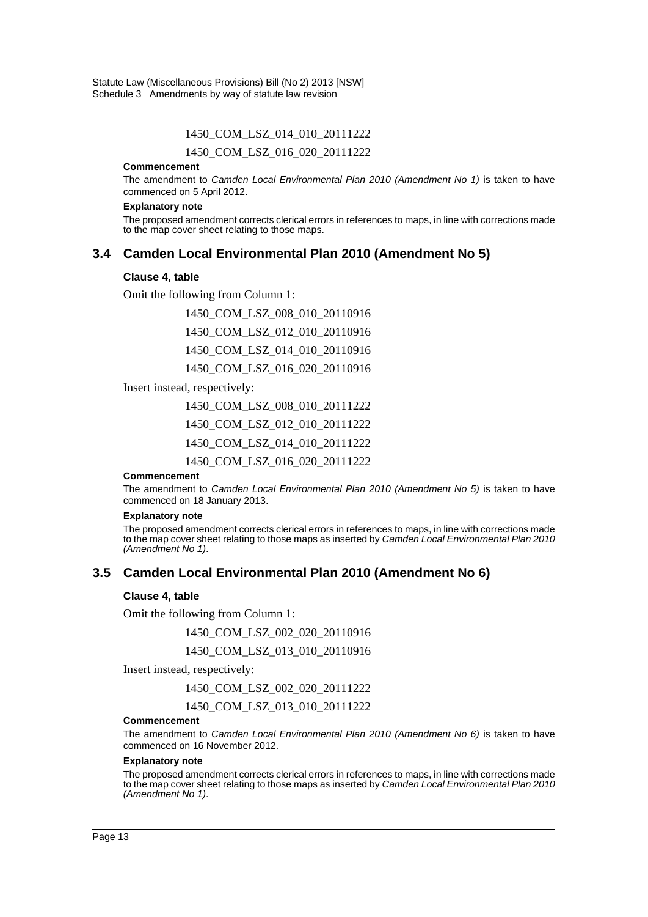1450_COM_LSZ_014_010_20111222

1450_COM_LSZ_016_020_20111222

**Commencement**

The amendment to *Camden Local Environmental Plan 2010 (Amendment No 1)* is taken to have commenced on 5 April 2012.

**Explanatory note**

The proposed amendment corrects clerical errors in references to maps, in line with corrections made to the map cover sheet relating to those maps.

## 3.4 Camden Local Environmental Plan 2010 (Amendment No 5)

**Clause 4, table**

Omit the following from Column 1:

1450_COM_LSZ_008_010_20110916

1450_COM_LSZ_012_010_20110916

1450_COM_LSZ_014_010_20110916

1450_COM_LSZ_016_020_20110916

Insert instead, respectively:

1450_COM_LSZ_008_010_20111222

1450_COM_LSZ_012_010_20111222

1450_COM_LSZ_014_010_20111222

1450_COM_LSZ_016_020_20111222

**Commencement**

The amendment to *Camden Local Environmental Plan 2010 (Amendment No 5)* is taken to have commenced on 18 January 2013.

**Explanatory note**

The proposed amendment corrects clerical errors in references to maps, in line with corrections made to the map cover sheet relating to those maps as inserted by *Camden Local Environmental Plan 2010 (Amendment No 1)*.

## 3.5 Camden Local Environmental Plan 2010 (Amendment No 6)

**Clause 4, table**

Omit the following from Column 1:

1450_COM_LSZ_002_020_20110916

1450_COM_LSZ_013_010_20110916

Insert instead, respectively:

1450_COM_LSZ_002_020_20111222

1450_COM_LSZ_013_010_20111222

**Commencement**

The amendment to *Camden Local Environmental Plan 2010 (Amendment No 6)* is taken to have commenced on 16 November 2012.

**Explanatory note**

The proposed amendment corrects clerical errors in references to maps, in line with corrections made to the map cover sheet relating to those maps as inserted by *Camden Local Environmental Plan 2010 (Amendment No 1)*.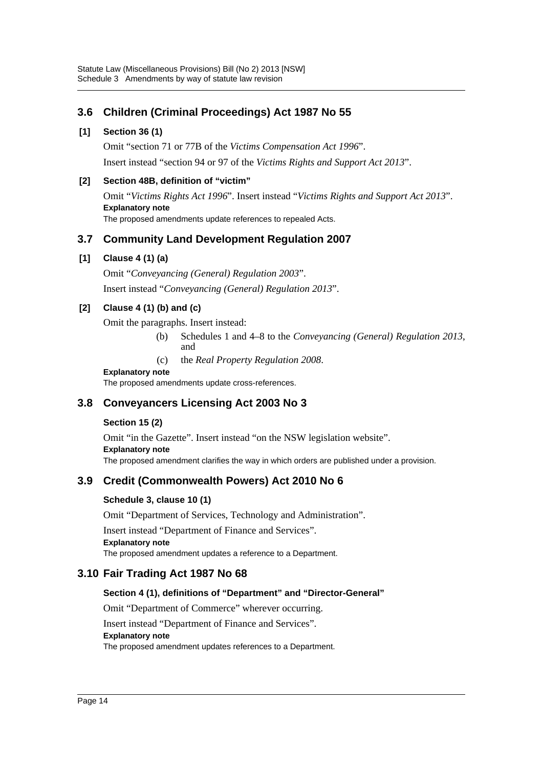## 3.6 Children (Criminal Proceedings) Act 1987 No 55

**[1] Section 36 (1)**

Omit "section 71 or 77B of the *Victims Compensation Act 1996*".

Insert instead "section 94 or 97 of the *Victims Rights and Support Act 2013*".

**[2] Section 48B, definition of "victim"**

Omit "*Victims Rights Act 1996*". Insert instead "*Victims Rights and Support Act 2013*".

**Explanatory note**

The proposed amendments update references to repealed Acts.

## 3.7 Community Land Development Regulation 2007

**[1] Clause 4 (1) (a)**

Omit "*Conveyancing (General) Regulation 2003*".

Insert instead "*Conveyancing (General) Regulation 2013*".

**[2] Clause 4 (1) (b) and (c)**

Omit the paragraphs. Insert instead:

(b) Schedules 1 and 4–8 to the *Conveyancing (General) Regulation 2013*, and

(c) the *Real Property Regulation 2008*.

**Explanatory note**

The proposed amendments update cross-references.

## 3.8 Conveyancers Licensing Act 2003 No 3

**Section 15 (2)**

Omit "in the Gazette". Insert instead "on the NSW legislation website".

**Explanatory note**

The proposed amendment clarifies the way in which orders are published under a provision.

## 3.9 Credit (Commonwealth Powers) Act 2010 No 6

**Schedule 3, clause 10 (1)**

Omit "Department of Services, Technology and Administration".

Insert instead "Department of Finance and Services".

**Explanatory note**

The proposed amendment updates a reference to a Department.

## 3.10 Fair Trading Act 1987 No 68

**Section 4 (1), definitions of "Department" and "Director-General"**

Omit "Department of Commerce" wherever occurring.

Insert instead "Department of Finance and Services".

**Explanatory note**

The proposed amendment updates references to a Department.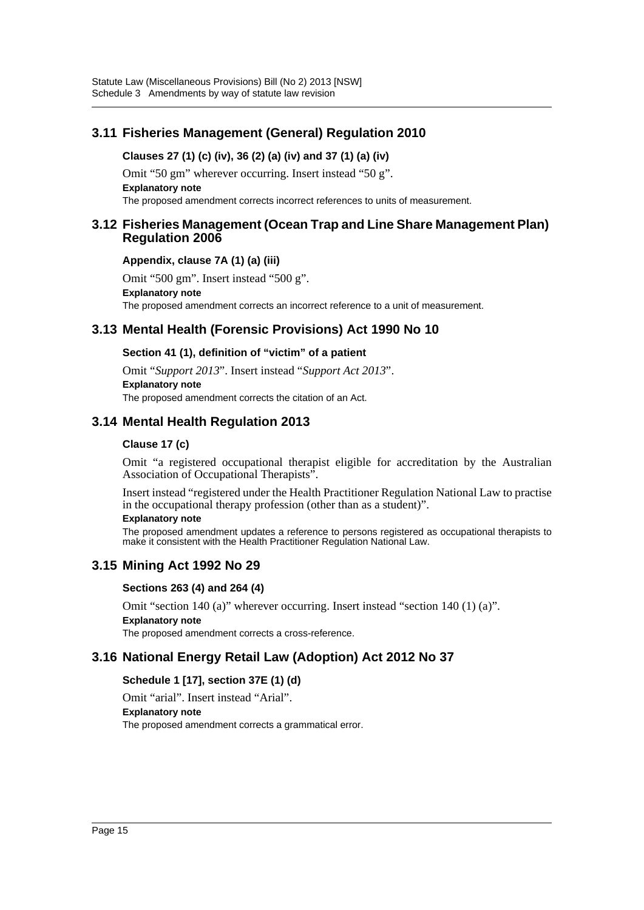## 3.11 Fisheries Management (General) Regulation 2010

### Clauses 27 (1) (c) (iv), 36 (2) (a) (iv) and 37 (1) (a) (iv)

Omit "50 gm" wherever occurring. Insert instead "50 g".

**Explanatory note**

The proposed amendment corrects incorrect references to units of measurement.

## 3.12 Fisheries Management (Ocean Trap and Line Share Management Plan) Regulation 2006

### Appendix, clause 7A (1) (a) (iii)

Omit "500 gm". Insert instead "500 g".

**Explanatory note**

The proposed amendment corrects an incorrect reference to a unit of measurement.

## 3.13 Mental Health (Forensic Provisions) Act 1990 No 10

### Section 41 (1), definition of "victim" of a patient

Omit "*Support 2013*". Insert instead "*Support Act 2013*".

**Explanatory note**

The proposed amendment corrects the citation of an Act.

## 3.14 Mental Health Regulation 2013

### Clause 17 (c)

Omit "a registered occupational therapist eligible for accreditation by the Australian Association of Occupational Therapists".

Insert instead "registered under the Health Practitioner Regulation National Law to practise in the occupational therapy profession (other than as a student)".

**Explanatory note**

The proposed amendment updates a reference to persons registered as occupational therapists to make it consistent with the Health Practitioner Regulation National Law.

## 3.15 Mining Act 1992 No 29

### Sections 263 (4) and 264 (4)

Omit "section 140 (a)" wherever occurring. Insert instead "section 140 (1) (a)".

**Explanatory note**

The proposed amendment corrects a cross-reference.

## 3.16 National Energy Retail Law (Adoption) Act 2012 No 37

### Schedule 1 [17], section 37E (1) (d)

Omit "arial". Insert instead "Arial".

**Explanatory note**

The proposed amendment corrects a grammatical error.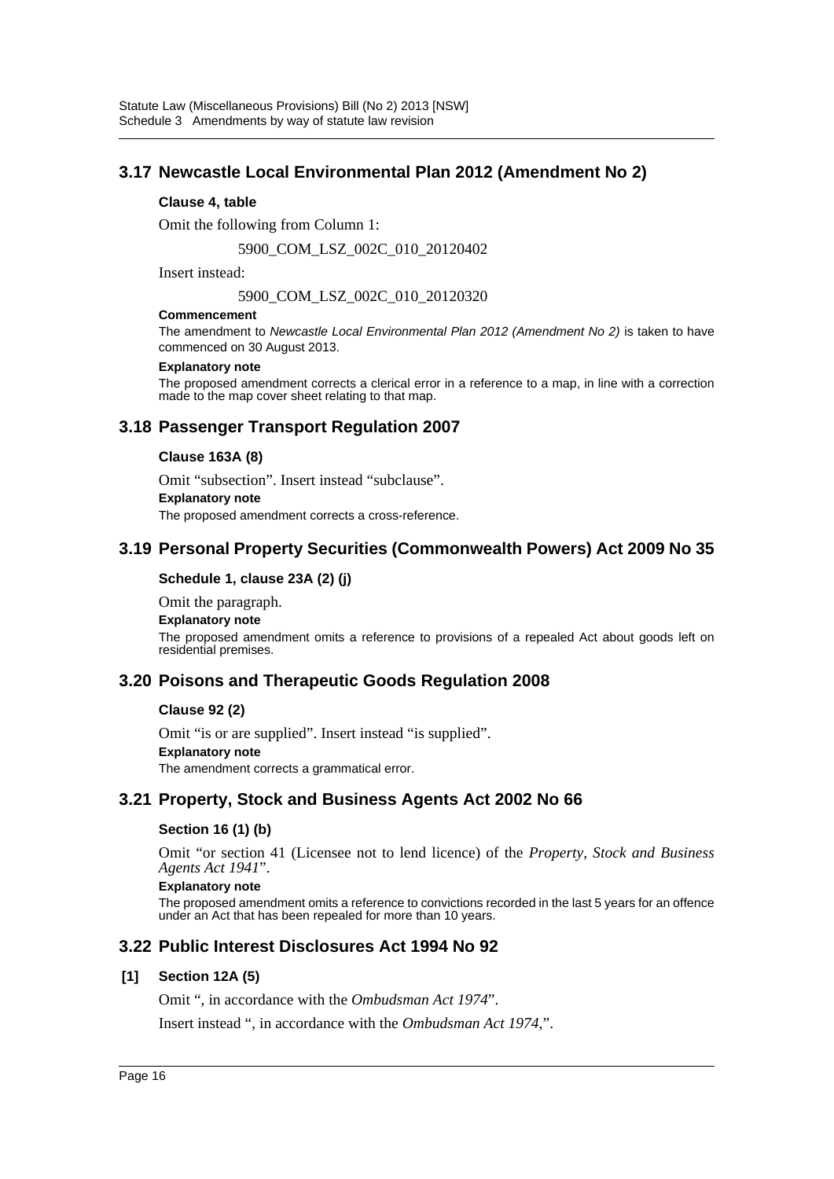## 3.17 Newcastle Local Environmental Plan 2012 (Amendment No 2)

**Clause 4, table**

Omit the following from Column 1:

5900_COM_LSZ_002C_010_20120402

Insert instead:

5900_COM_LSZ_002C_010_20120320

**Commencement**

The amendment to *Newcastle Local Environmental Plan 2012 (Amendment No 2)* is taken to have commenced on 30 August 2013.

**Explanatory note**

The proposed amendment corrects a clerical error in a reference to a map, in line with a correction made to the map cover sheet relating to that map.

## 3.18 Passenger Transport Regulation 2007

**Clause 163A (8)**

Omit "subsection". Insert instead "subclause".

**Explanatory note**

The proposed amendment corrects a cross-reference.

## 3.19 Personal Property Securities (Commonwealth Powers) Act 2009 No 35

**Schedule 1, clause 23A (2) (j)**

Omit the paragraph.

**Explanatory note**

The proposed amendment omits a reference to provisions of a repealed Act about goods left on residential premises.

## 3.20 Poisons and Therapeutic Goods Regulation 2008

**Clause 92 (2)**

Omit "is or are supplied". Insert instead "is supplied".

**Explanatory note**

The amendment corrects a grammatical error.

## 3.21 Property, Stock and Business Agents Act 2002 No 66

**Section 16 (1) (b)**

Omit "or section 41 (Licensee not to lend licence) of the *Property, Stock and Business Agents Act 1941*".

**Explanatory note**

The proposed amendment omits a reference to convictions recorded in the last 5 years for an offence under an Act that has been repealed for more than 10 years.

## 3.22 Public Interest Disclosures Act 1994 No 92

**[1] Section 12A (5)**

Omit ", in accordance with the *Ombudsman Act 1974*".

Insert instead ", in accordance with the *Ombudsman Act 1974*,".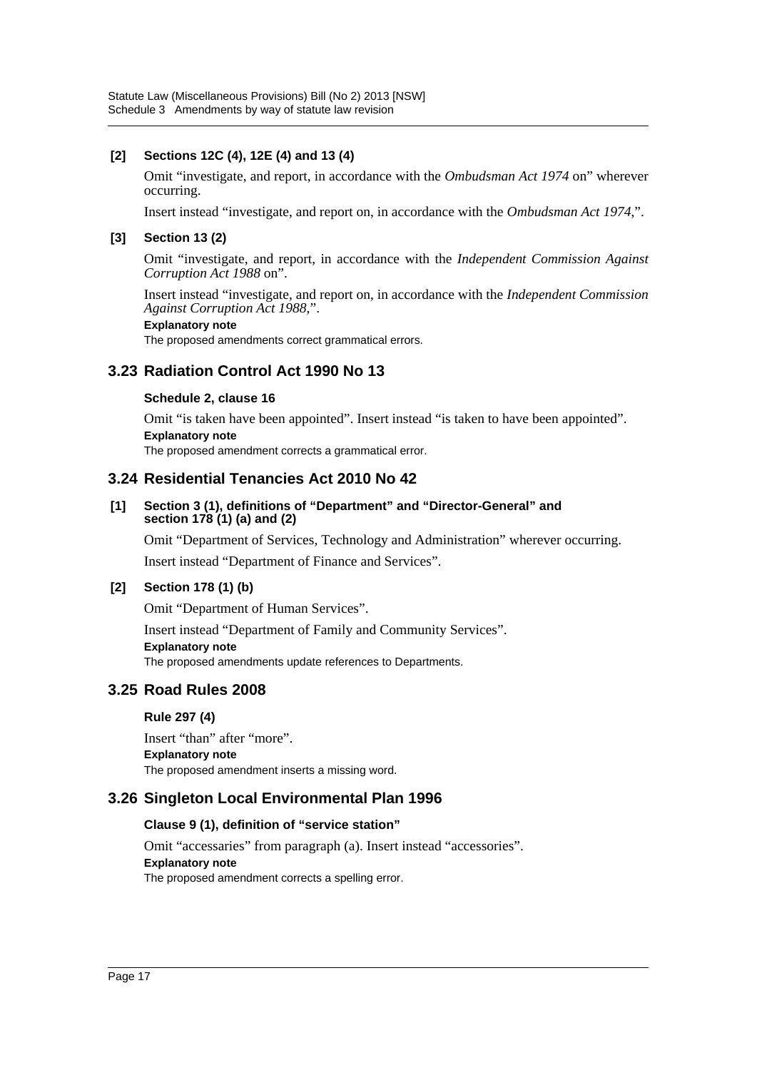**[2] Sections 12C (4), 12E (4) and 13 (4)**

Omit “investigate, and report, in accordance with the *Ombudsman Act 1974* on” wherever occurring.

Insert instead “investigate, and report on, in accordance with the *Ombudsman Act 1974*,”.

**[3] Section 13 (2)**

Omit “investigate, and report, in accordance with the *Independent Commission Against Corruption Act 1988* on”.

Insert instead “investigate, and report on, in accordance with the *Independent Commission Against Corruption Act 1988*,”.

**Explanatory note**

The proposed amendments correct grammatical errors.

## 3.23 Radiation Control Act 1990 No 13

**Schedule 2, clause 16**

Omit “is taken have been appointed”. Insert instead “is taken to have been appointed”.

**Explanatory note**

The proposed amendment corrects a grammatical error.

## 3.24 Residential Tenancies Act 2010 No 42

**[1] Section 3 (1), definitions of “Department” and “Director-General” and section 178 (1) (a) and (2)**

Omit “Department of Services, Technology and Administration” wherever occurring.

Insert instead “Department of Finance and Services”.

**[2] Section 178 (1) (b)**

Omit “Department of Human Services”.

Insert instead “Department of Family and Community Services”.

**Explanatory note**

The proposed amendments update references to Departments.

## 3.25 Road Rules 2008

**Rule 297 (4)**

Insert “than” after “more”.

**Explanatory note**

The proposed amendment inserts a missing word.

## 3.26 Singleton Local Environmental Plan 1996

**Clause 9 (1), definition of “service station”**

Omit “accessaries” from paragraph (a). Insert instead “accessories”.

**Explanatory note**

The proposed amendment corrects a spelling error.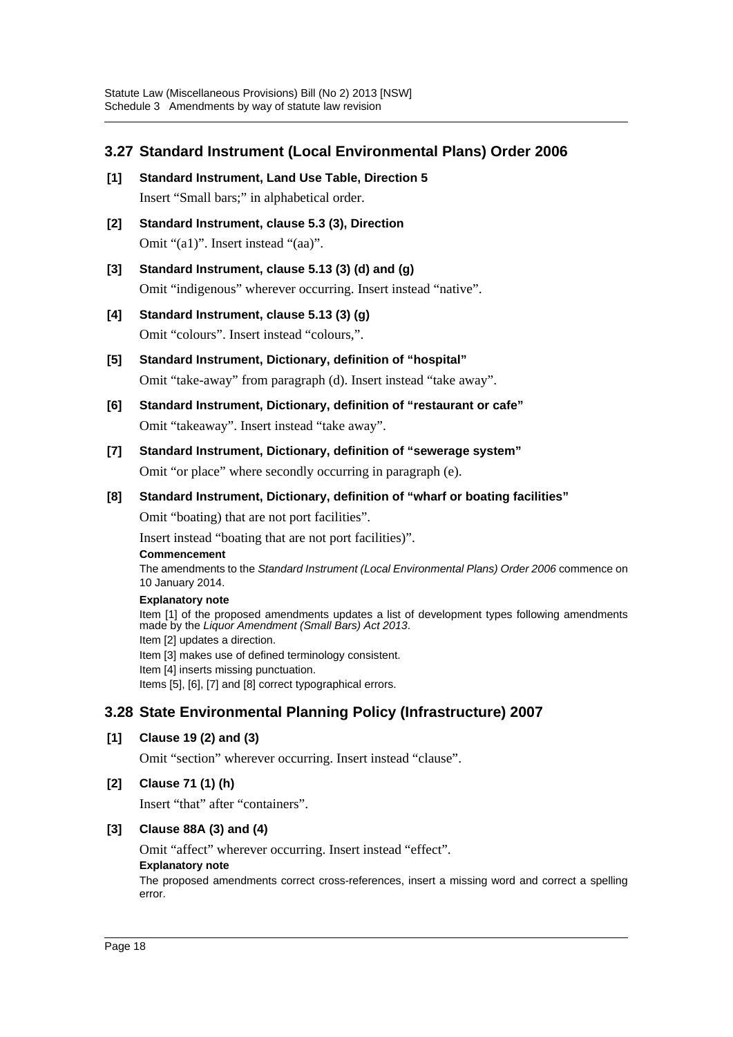## 3.27 Standard Instrument (Local Environmental Plans) Order 2006

**[1] Standard Instrument, Land Use Table, Direction 5**

Insert "Small bars;" in alphabetical order.

**[2] Standard Instrument, clause 5.3 (3), Direction**

Omit "(a1)". Insert instead "(aa)".

**[3] Standard Instrument, clause 5.13 (3) (d) and (g)**

Omit "indigenous" wherever occurring. Insert instead "native".

**[4] Standard Instrument, clause 5.13 (3) (g)**

Omit "colours". Insert instead "colours,".

**[5] Standard Instrument, Dictionary, definition of "hospital"**

Omit "take-away" from paragraph (d). Insert instead "take away".

**[6] Standard Instrument, Dictionary, definition of "restaurant or cafe"**

Omit "takeaway". Insert instead "take away".

**[7] Standard Instrument, Dictionary, definition of "sewerage system"**

Omit "or place" where secondly occurring in paragraph (e).

**[8] Standard Instrument, Dictionary, definition of "wharf or boating facilities"**

Omit "boating) that are not port facilities".

Insert instead "boating that are not port facilities)".

**Commencement**

The amendments to the *Standard Instrument (Local Environmental Plans) Order 2006* commence on 10 January 2014.

**Explanatory note**

Item [1] of the proposed amendments updates a list of development types following amendments made by the *Liquor Amendment (Small Bars) Act 2013*.

Item [2] updates a direction.

Item [3] makes use of defined terminology consistent.

Item [4] inserts missing punctuation.

Items [5], [6], [7] and [8] correct typographical errors.

## 3.28 State Environmental Planning Policy (Infrastructure) 2007

**[1] Clause 19 (2) and (3)**

Omit "section" wherever occurring. Insert instead "clause".

**[2] Clause 71 (1) (h)**

Insert "that" after "containers".

**[3] Clause 88A (3) and (4)**

Omit "affect" wherever occurring. Insert instead "effect".

**Explanatory note**

The proposed amendments correct cross-references, insert a missing word and correct a spelling error.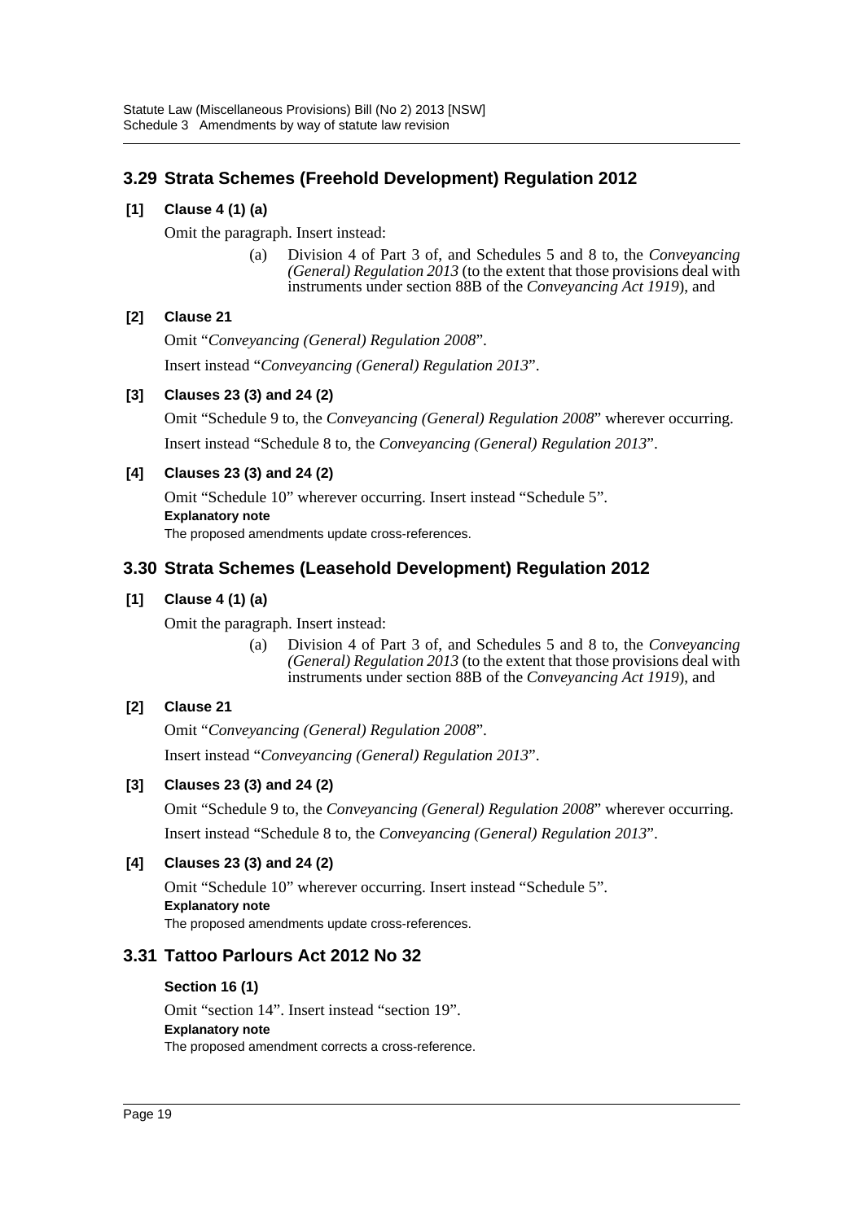## 3.29 Strata Schemes (Freehold Development) Regulation 2012

### [1] Clause 4 (1) (a)

Omit the paragraph. Insert instead:

> (a) Division 4 of Part 3 of, and Schedules 5 and 8 to, the *Conveyancing (General) Regulation 2013* (to the extent that those provisions deal with instruments under section 88B of the *Conveyancing Act 1919*), and

### [2] Clause 21

Omit "*Conveyancing (General) Regulation 2008*".

Insert instead "*Conveyancing (General) Regulation 2013*".

### [3] Clauses 23 (3) and 24 (2)

Omit "Schedule 9 to, the *Conveyancing (General) Regulation 2008*" wherever occurring.

Insert instead "Schedule 8 to, the *Conveyancing (General) Regulation 2013*".

### [4] Clauses 23 (3) and 24 (2)

Omit "Schedule 10" wherever occurring. Insert instead "Schedule 5".

**Explanatory note**

The proposed amendments update cross-references.

## 3.30 Strata Schemes (Leasehold Development) Regulation 2012

### [1] Clause 4 (1) (a)

Omit the paragraph. Insert instead:

> (a) Division 4 of Part 3 of, and Schedules 5 and 8 to, the *Conveyancing (General) Regulation 2013* (to the extent that those provisions deal with instruments under section 88B of the *Conveyancing Act 1919*), and

### [2] Clause 21

Omit "*Conveyancing (General) Regulation 2008*".

Insert instead "*Conveyancing (General) Regulation 2013*".

### [3] Clauses 23 (3) and 24 (2)

Omit "Schedule 9 to, the *Conveyancing (General) Regulation 2008*" wherever occurring.

Insert instead "Schedule 8 to, the *Conveyancing (General) Regulation 2013*".

### [4] Clauses 23 (3) and 24 (2)

Omit "Schedule 10" wherever occurring. Insert instead "Schedule 5".

**Explanatory note**

The proposed amendments update cross-references.

## 3.31 Tattoo Parlours Act 2012 No 32

### Section 16 (1)

Omit "section 14". Insert instead "section 19".

**Explanatory note**

The proposed amendment corrects a cross-reference.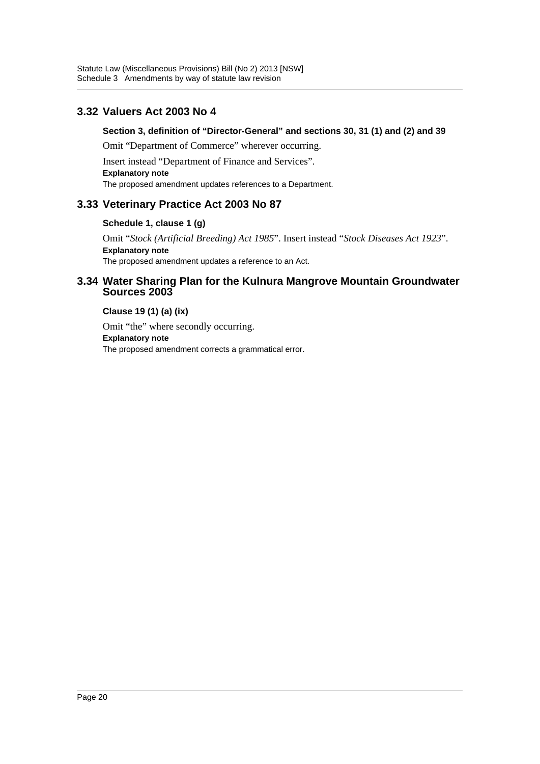## 3.32 Valuers Act 2003 No 4

### Section 3, definition of "Director-General" and sections 30, 31 (1) and (2) and 39

Omit "Department of Commerce" wherever occurring.

Insert instead "Department of Finance and Services".

**Explanatory note**

The proposed amendment updates references to a Department.

## 3.33 Veterinary Practice Act 2003 No 87

### Schedule 1, clause 1 (g)

Omit "*Stock (Artificial Breeding) Act 1985*". Insert instead "*Stock Diseases Act 1923*".

**Explanatory note**

The proposed amendment updates a reference to an Act.

## 3.34 Water Sharing Plan for the Kulnura Mangrove Mountain Groundwater Sources 2003

### Clause 19 (1) (a) (ix)

Omit "the" where secondly occurring.

**Explanatory note**

The proposed amendment corrects a grammatical error.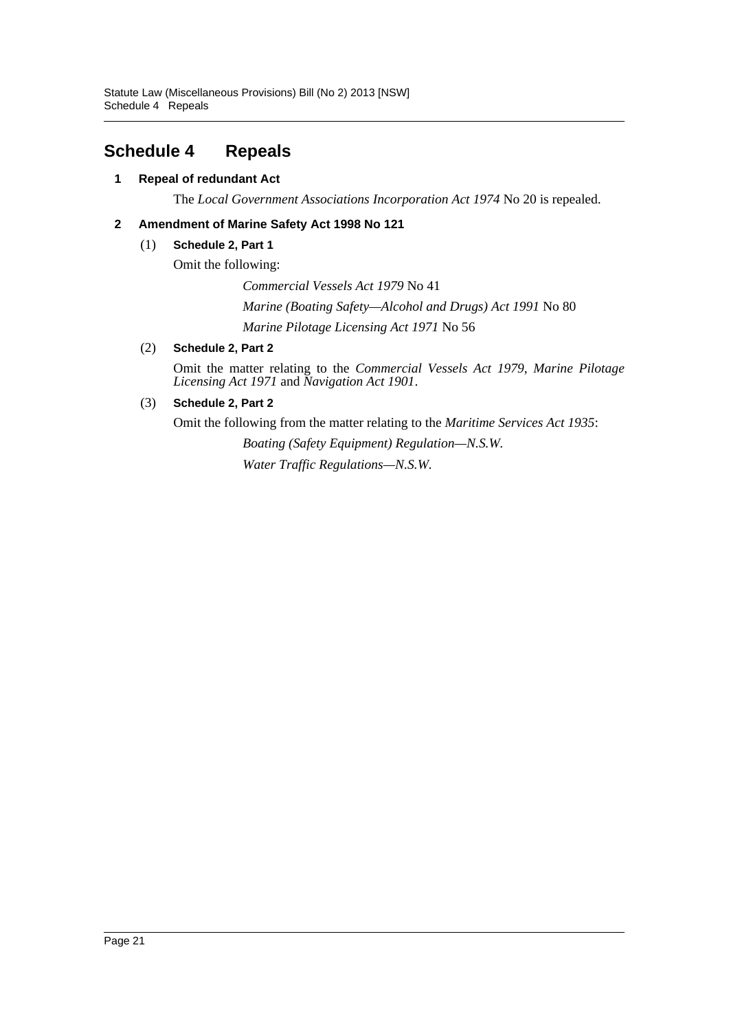## Schedule 4 Repeals

### 1 Repeal of redundant Act

The *Local Government Associations Incorporation Act 1974* No 20 is repealed.

### 2 Amendment of Marine Safety Act 1998 No 121

**(1) Schedule 2, Part 1**

Omit the following:

*Commercial Vessels Act 1979* No 41

*Marine (Boating Safety—Alcohol and Drugs) Act 1991* No 80

*Marine Pilotage Licensing Act 1971* No 56

**(2) Schedule 2, Part 2**

Omit the matter relating to the *Commercial Vessels Act 1979*, *Marine Pilotage Licensing Act 1971* and *Navigation Act 1901*.

**(3) Schedule 2, Part 2**

Omit the following from the matter relating to the *Maritime Services Act 1935*:

*Boating (Safety Equipment) Regulation—N.S.W.*

*Water Traffic Regulations—N.S.W.*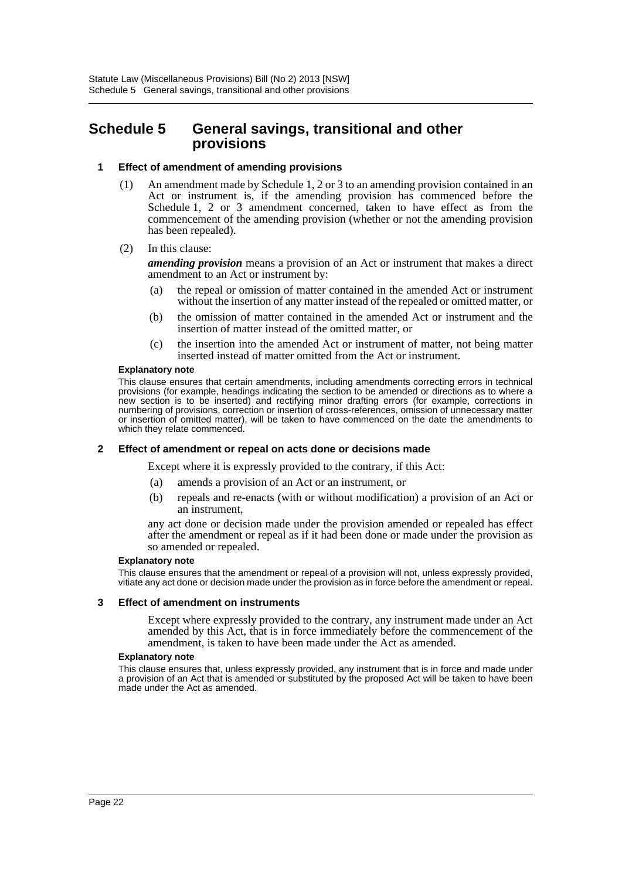# Schedule 5 General savings, transitional and other provisions

### 1 Effect of amendment of amending provisions

(1) An amendment made by Schedule 1, 2 or 3 to an amending provision contained in an Act or instrument is, if the amending provision has commenced before the Schedule 1, 2 or 3 amendment concerned, taken to have effect as from the commencement of the amending provision (whether or not the amending provision has been repealed).

(2) In this clause:

***amending provision*** means a provision of an Act or instrument that makes a direct amendment to an Act or instrument by:

(a) the repeal or omission of matter contained in the amended Act or instrument without the insertion of any matter instead of the repealed or omitted matter, or

(b) the omission of matter contained in the amended Act or instrument and the insertion of matter instead of the omitted matter, or

(c) the insertion into the amended Act or instrument of matter, not being matter inserted instead of matter omitted from the Act or instrument.

**Explanatory note**

This clause ensures that certain amendments, including amendments correcting errors in technical provisions (for example, headings indicating the section to be amended or directions as to where a new section is to be inserted) and rectifying minor drafting errors (for example, corrections in numbering of provisions, correction or insertion of cross-references, omission of unnecessary matter or insertion of omitted matter), will be taken to have commenced on the date the amendments to which they relate commenced.

### 2 Effect of amendment or repeal on acts done or decisions made

Except where it is expressly provided to the contrary, if this Act:

(a) amends a provision of an Act or an instrument, or

(b) repeals and re-enacts (with or without modification) a provision of an Act or an instrument,

any act done or decision made under the provision amended or repealed has effect after the amendment or repeal as if it had been done or made under the provision as so amended or repealed.

**Explanatory note**

This clause ensures that the amendment or repeal of a provision will not, unless expressly provided, vitiate any act done or decision made under the provision as in force before the amendment or repeal.

### 3 Effect of amendment on instruments

Except where expressly provided to the contrary, any instrument made under an Act amended by this Act, that is in force immediately before the commencement of the amendment, is taken to have been made under the Act as amended.

**Explanatory note**

This clause ensures that, unless expressly provided, any instrument that is in force and made under a provision of an Act that is amended or substituted by the proposed Act will be taken to have been made under the Act as amended.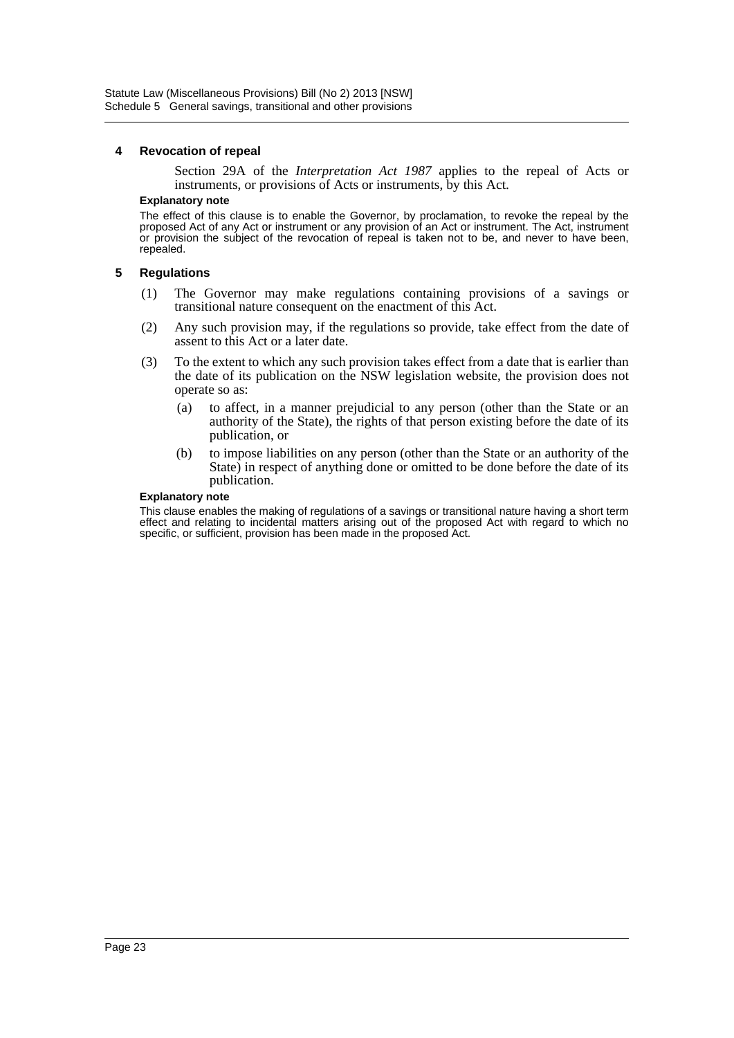#### 4 Revocation of repeal

Section 29A of the *Interpretation Act 1987* applies to the repeal of Acts or instruments, or provisions of Acts or instruments, by this Act.

**Explanatory note**

The effect of this clause is to enable the Governor, by proclamation, to revoke the repeal by the proposed Act of any Act or instrument or any provision of an Act or instrument. The Act, instrument or provision the subject of the revocation of repeal is taken not to be, and never to have been, repealed.

#### 5 Regulations

(1) The Governor may make regulations containing provisions of a savings or transitional nature consequent on the enactment of this Act.

(2) Any such provision may, if the regulations so provide, take effect from the date of assent to this Act or a later date.

(3) To the extent to which any such provision takes effect from a date that is earlier than the date of its publication on the NSW legislation website, the provision does not operate so as:

- (a) to affect, in a manner prejudicial to any person (other than the State or an authority of the State), the rights of that person existing before the date of its publication, or
- (b) to impose liabilities on any person (other than the State or an authority of the State) in respect of anything done or omitted to be done before the date of its publication.

**Explanatory note**

This clause enables the making of regulations of a savings or transitional nature having a short term effect and relating to incidental matters arising out of the proposed Act with regard to which no specific, or sufficient, provision has been made in the proposed Act.